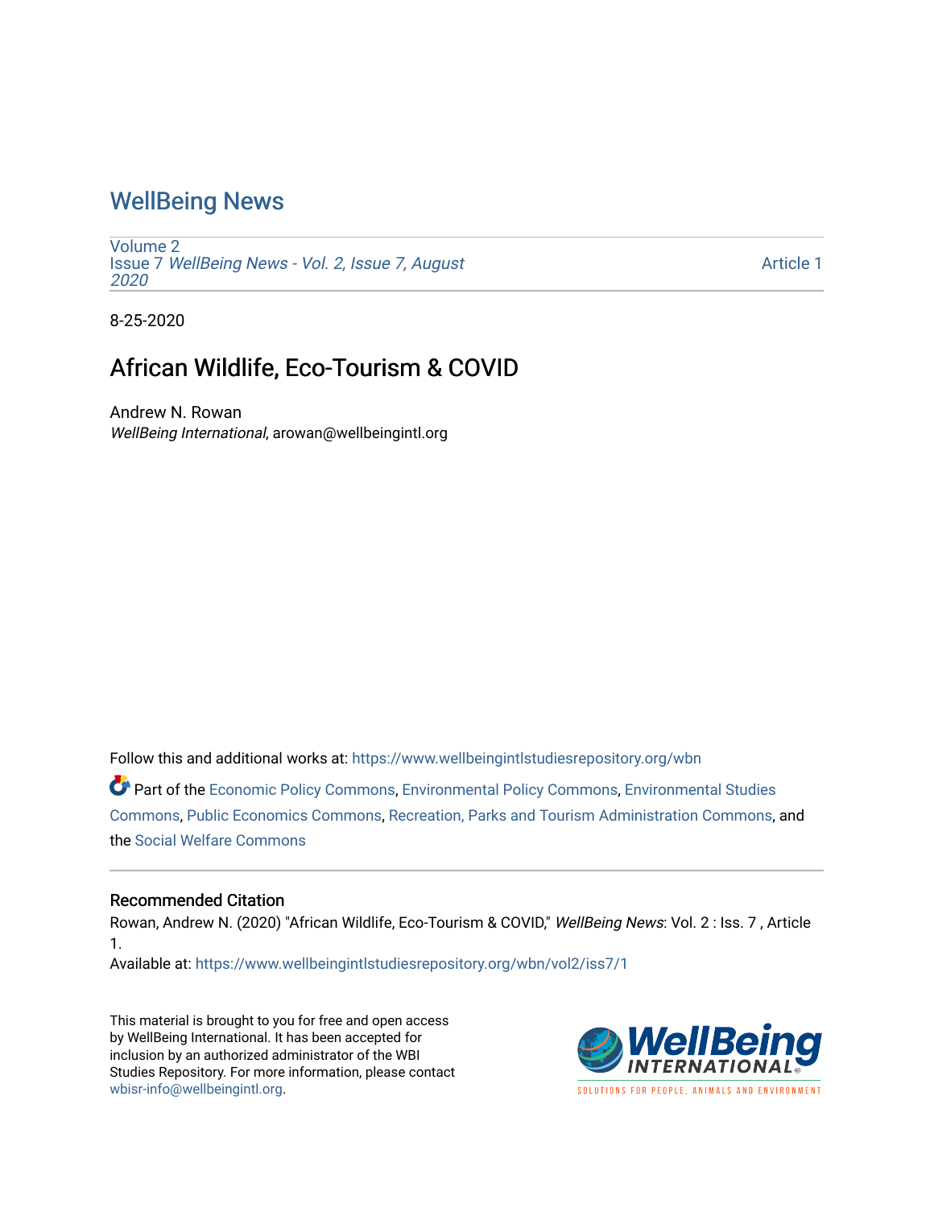# WellBeing News

Volume 2
Issue 7 *WellBeing News - Vol. 2, Issue 7, August 2020*

Article 1

8-25-2020

## African Wildlife, Eco-Tourism & COVID

Andrew N. Rowan
*WellBeing International*, arowan@wellbeingintl.org

Follow this and additional works at: https://www.wellbeingintlstudiesrepository.org/wbn

Part of the Economic Policy Commons, Environmental Policy Commons, Environmental Studies Commons, Public Economics Commons, Recreation, Parks and Tourism Administration Commons, and the Social Welfare Commons

### Recommended Citation

Rowan, Andrew N. (2020) "African Wildlife, Eco-Tourism & COVID," *WellBeing News*: Vol. 2 : Iss. 7 , Article 1.
Available at: https://www.wellbeingintlstudiesrepository.org/wbn/vol2/iss7/1

This material is brought to you for free and open access by WellBeing International. It has been accepted for inclusion by an authorized administrator of the WBI Studies Repository. For more information, please contact wbisr-info@wellbeingintl.org.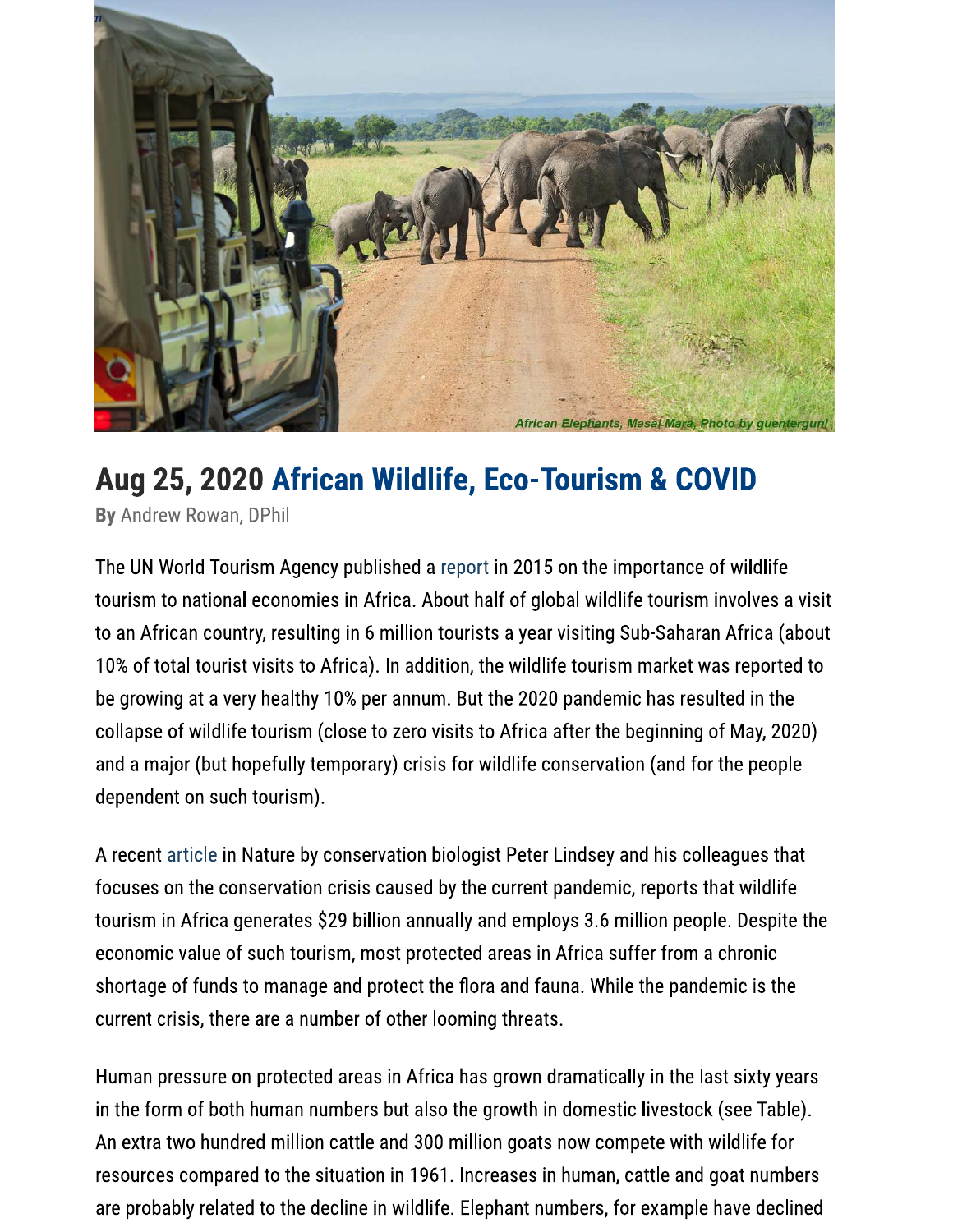African Elephants, Masai Mara, Photo by guenterguni

## Aug 25, 2020 African Wildlife, Eco-Tourism & COVID

**By** Andrew Rowan, DPhil

The UN World Tourism Agency published a report in 2015 on the importance of wildlife tourism to national economies in Africa. About half of global wildlife tourism involves a visit to an African country, resulting in 6 million tourists a year visiting Sub-Saharan Africa (about 10% of total tourist visits to Africa). In addition, the wildlife tourism market was reported to be growing at a very healthy 10% per annum. But the 2020 pandemic has resulted in the collapse of wildlife tourism (close to zero visits to Africa after the beginning of May, 2020) and a major (but hopefully temporary) crisis for wildlife conservation (and for the people dependent on such tourism).

A recent article in Nature by conservation biologist Peter Lindsey and his colleagues that focuses on the conservation crisis caused by the current pandemic, reports that wildlife tourism in Africa generates $29 billion annually and employs 3.6 million people. Despite the economic value of such tourism, most protected areas in Africa suffer from a chronic shortage of funds to manage and protect the flora and fauna. While the pandemic is the current crisis, there are a number of other looming threats.

Human pressure on protected areas in Africa has grown dramatically in the last sixty years in the form of both human numbers but also the growth in domestic livestock (see Table). An extra two hundred million cattle and 300 million goats now compete with wildlife for resources compared to the situation in 1961. Increases in human, cattle and goat numbers are probably related to the decline in wildlife. Elephant numbers, for example have declined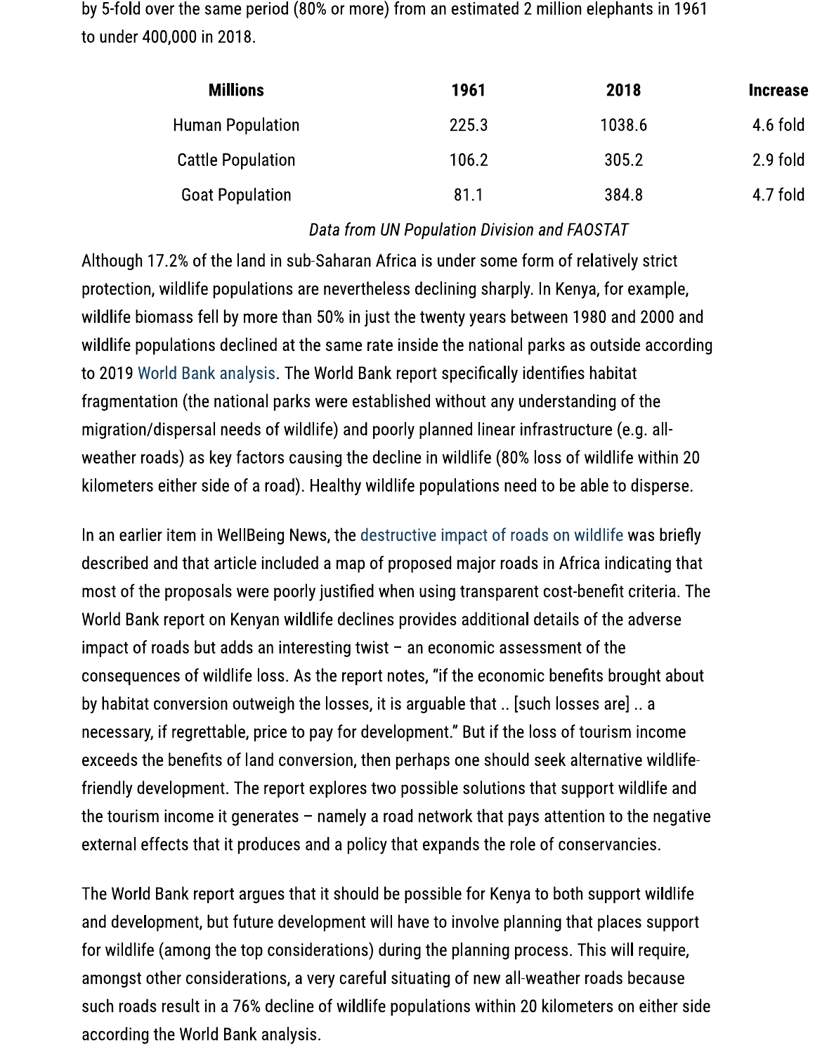by 5-fold over the same period (80% or more) from an estimated 2 million elephants in 1961 to under 400,000 in 2018.

| Millions | 1961 | 2018 | Increase |
| --- | --- | --- | --- |
| Human Population | 225.3 | 1038.6 | 4.6 fold |
| Cattle Population | 106.2 | 305.2 | 2.9 fold |
| Goat Population | 81.1 | 384.8 | 4.7 fold |

*Data from UN Population Division and FAOSTAT*

Although 17.2% of the land in sub-Saharan Africa is under some form of relatively strict protection, wildlife populations are nevertheless declining sharply. In Kenya, for example, wildlife biomass fell by more than 50% in just the twenty years between 1980 and 2000 and wildlife populations declined at the same rate inside the national parks as outside according to 2019 World Bank analysis. The World Bank report specifically identifies habitat fragmentation (the national parks were established without any understanding of the migration/dispersal needs of wildlife) and poorly planned linear infrastructure (e.g. all-weather roads) as key factors causing the decline in wildlife (80% loss of wildlife within 20 kilometers either side of a road). Healthy wildlife populations need to be able to disperse.

In an earlier item in WellBeing News, the destructive impact of roads on wildlife was briefly described and that article included a map of proposed major roads in Africa indicating that most of the proposals were poorly justified when using transparent cost-benefit criteria. The World Bank report on Kenyan wildlife declines provides additional details of the adverse impact of roads but adds an interesting twist – an economic assessment of the consequences of wildlife loss. As the report notes, "if the economic benefits brought about by habitat conversion outweigh the losses, it is arguable that .. [such losses are] .. a necessary, if regrettable, price to pay for development." But if the loss of tourism income exceeds the benefits of land conversion, then perhaps one should seek alternative wildlife-friendly development. The report explores two possible solutions that support wildlife and the tourism income it generates – namely a road network that pays attention to the negative external effects that it produces and a policy that expands the role of conservancies.

The World Bank report argues that it should be possible for Kenya to both support wildlife and development, but future development will have to involve planning that places support for wildlife (among the top considerations) during the planning process. This will require, amongst other considerations, a very careful situating of new all-weather roads because such roads result in a 76% decline of wildlife populations within 20 kilometers on either side according the World Bank analysis.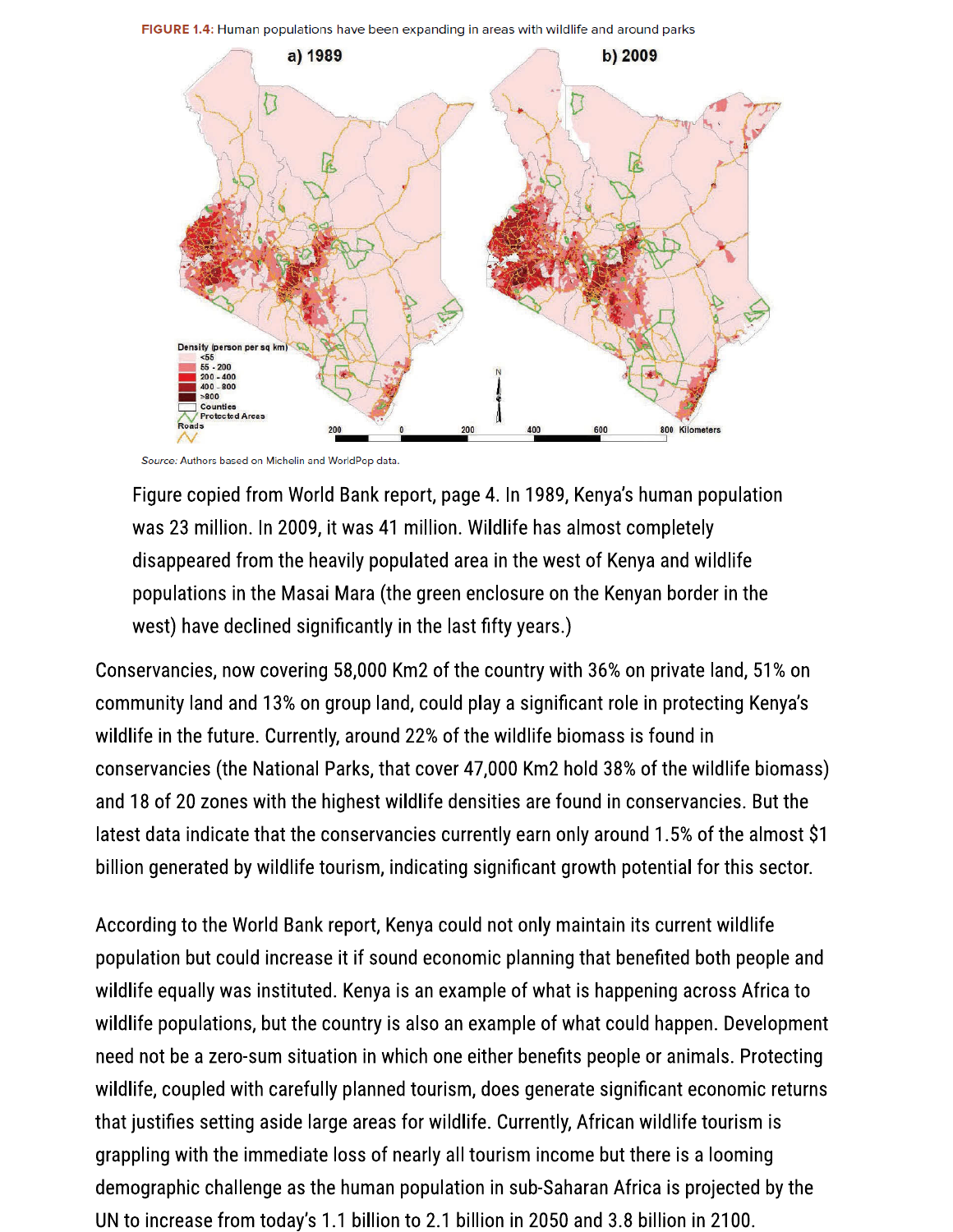FIGURE 1.4: Human populations have been expanding in areas with wildlife and around parks

*Source:* Authors based on Michelin and WorldPop data.

> Figure copied from World Bank report, page 4. In 1989, Kenya's human population was 23 million. In 2009, it was 41 million. Wildlife has almost completely disappeared from the heavily populated area in the west of Kenya and wildlife populations in the Masai Mara (the green enclosure on the Kenyan border in the west) have declined significantly in the last fifty years.)

Conservancies, now covering 58,000 Km2 of the country with 36% on private land, 51% on community land and 13% on group land, could play a significant role in protecting Kenya's wildlife in the future. Currently, around 22% of the wildlife biomass is found in conservancies (the National Parks, that cover 47,000 Km2 hold 38% of the wildlife biomass) and 18 of 20 zones with the highest wildlife densities are found in conservancies. But the latest data indicate that the conservancies currently earn only around 1.5% of the almost $1 billion generated by wildlife tourism, indicating significant growth potential for this sector.

According to the World Bank report, Kenya could not only maintain its current wildlife population but could increase it if sound economic planning that benefited both people and wildlife equally was instituted. Kenya is an example of what is happening across Africa to wildlife populations, but the country is also an example of what could happen. Development need not be a zero-sum situation in which one either benefits people or animals. Protecting wildlife, coupled with carefully planned tourism, does generate significant economic returns that justifies setting aside large areas for wildlife. Currently, African wildlife tourism is grappling with the immediate loss of nearly all tourism income but there is a looming demographic challenge as the human population in sub-Saharan Africa is projected by the UN to increase from today's 1.1 billion to 2.1 billion in 2050 and 3.8 billion in 2100.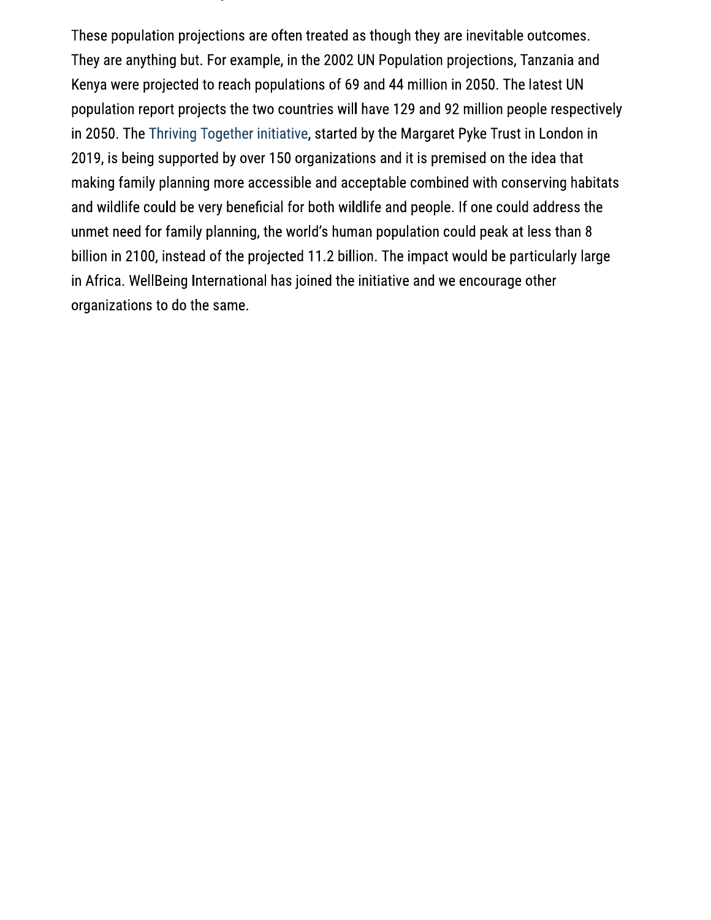These population projections are often treated as though they are inevitable outcomes. They are anything but. For example, in the 2002 UN Population projections, Tanzania and Kenya were projected to reach populations of 69 and 44 million in 2050. The latest UN population report projects the two countries will have 129 and 92 million people respectively in 2050. The Thriving Together initiative, started by the Margaret Pyke Trust in London in 2019, is being supported by over 150 organizations and it is premised on the idea that making family planning more accessible and acceptable combined with conserving habitats and wildlife could be very beneficial for both wildlife and people. If one could address the unmet need for family planning, the world's human population could peak at less than 8 billion in 2100, instead of the projected 11.2 billion. The impact would be particularly large in Africa. WellBeing International has joined the initiative and we encourage other organizations to do the same.